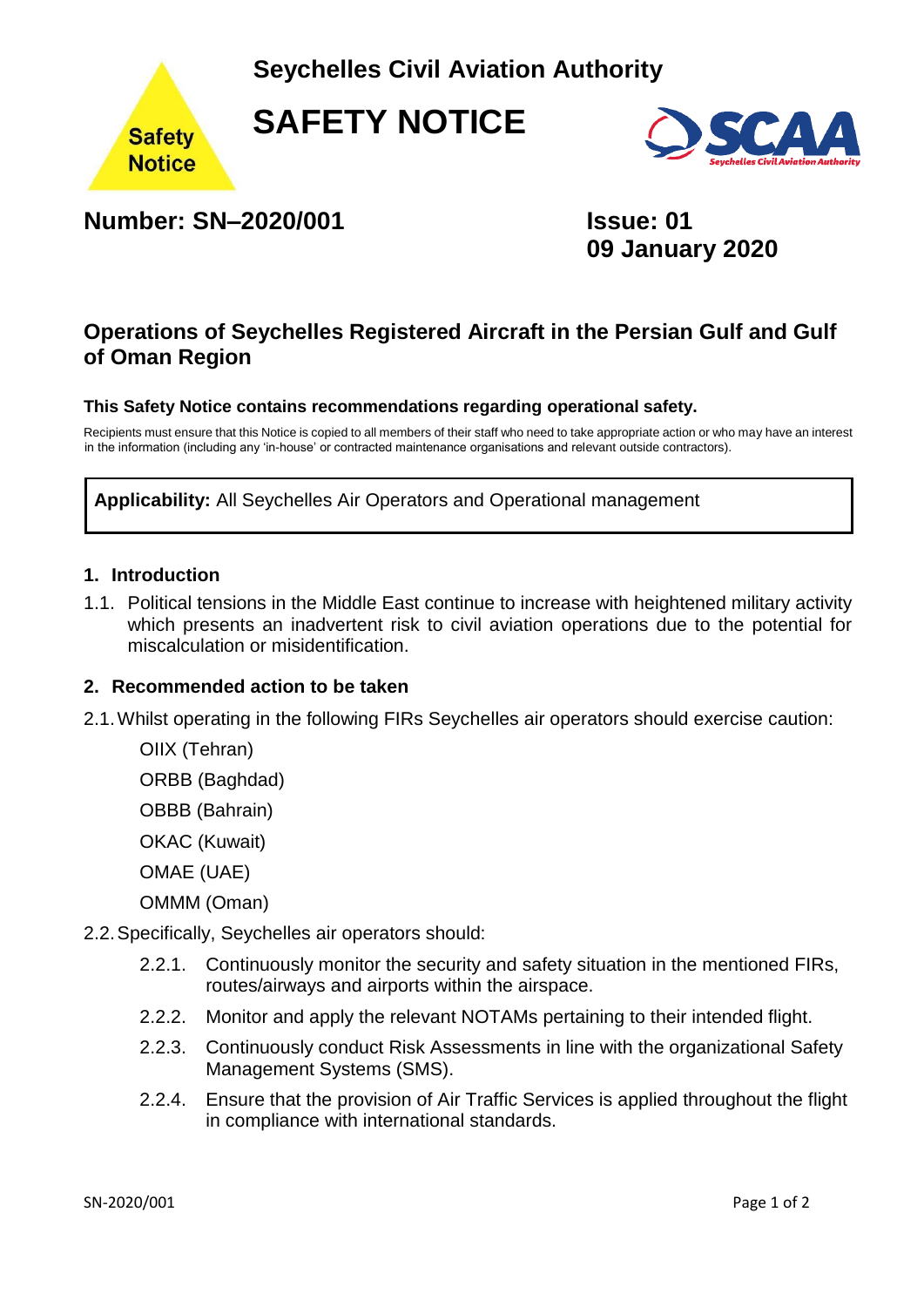Seychelles Civil Aviation Authority

# SAFETY NOTICE

**Number: SN–2020/001**

**Issue: 01**
**09 January 2020**

## Operations of Seychelles Registered Aircraft in the Persian Gulf and Gulf of Oman Region

**This Safety Notice contains recommendations regarding operational safety.**

Recipients must ensure that this Notice is copied to all members of their staff who need to take appropriate action or who may have an interest in the information (including any 'in-house' or contracted maintenance organisations and relevant outside contractors).

**Applicability:** All Seychelles Air Operators and Operational management

### 1. Introduction

1.1. Political tensions in the Middle East continue to increase with heightened military activity which presents an inadvertent risk to civil aviation operations due to the potential for miscalculation or misidentification.

### 2. Recommended action to be taken

2.1. Whilst operating in the following FIRs Seychelles air operators should exercise caution:

- OIIX (Tehran)
- ORBB (Baghdad)
- OBBB (Bahrain)
- OKAC (Kuwait)
- OMAE (UAE)
- OMMM (Oman)

2.2. Specifically, Seychelles air operators should:

2.2.1. Continuously monitor the security and safety situation in the mentioned FIRs, routes/airways and airports within the airspace.

2.2.2. Monitor and apply the relevant NOTAMs pertaining to their intended flight.

2.2.3. Continuously conduct Risk Assessments in line with the organizational Safety Management Systems (SMS).

2.2.4. Ensure that the provision of Air Traffic Services is applied throughout the flight in compliance with international standards.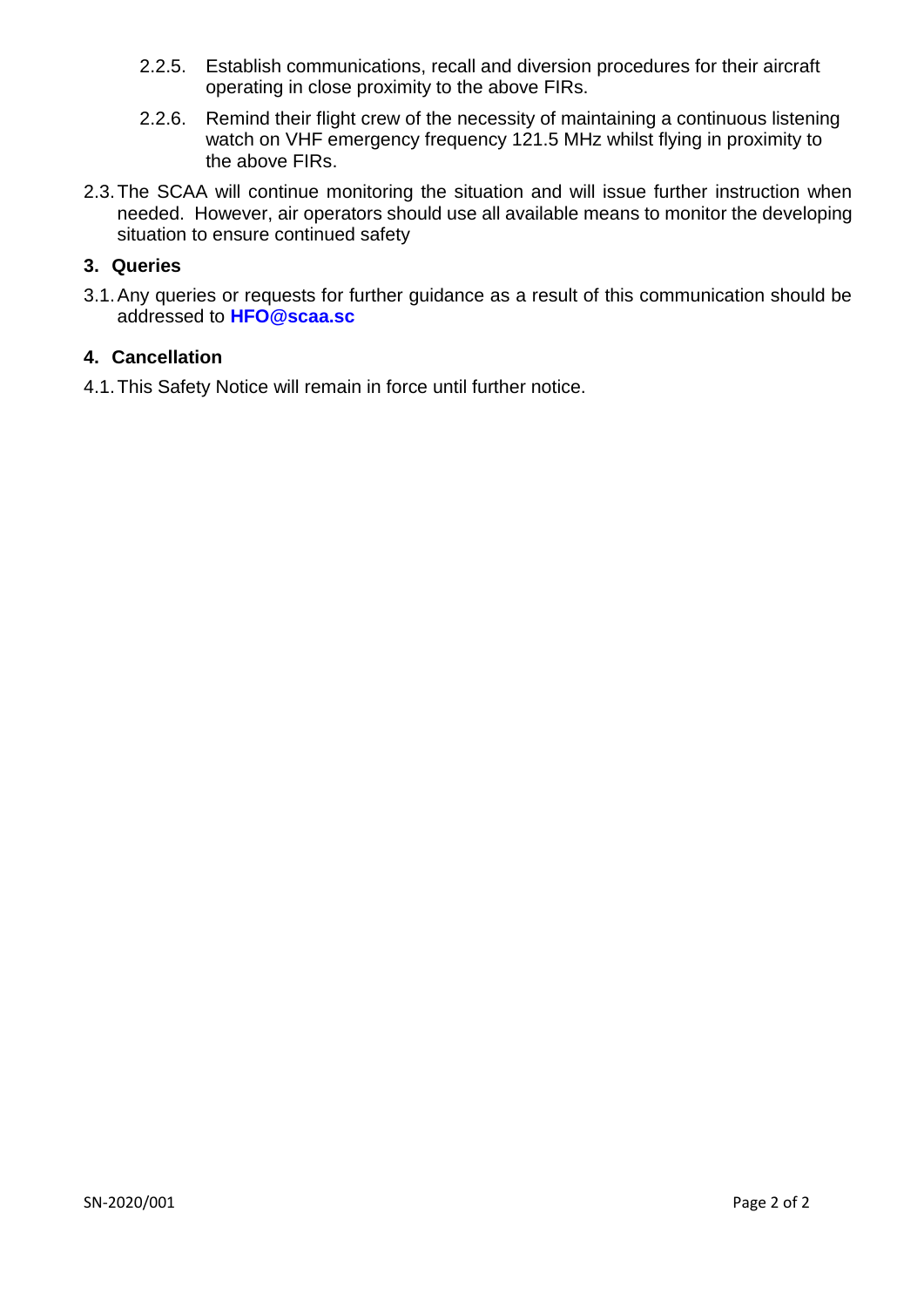2.2.5. Establish communications, recall and diversion procedures for their aircraft operating in close proximity to the above FIRs.

2.2.6. Remind their flight crew of the necessity of maintaining a continuous listening watch on VHF emergency frequency 121.5 MHz whilst flying in proximity to the above FIRs.

2.3. The SCAA will continue monitoring the situation and will issue further instruction when needed. However, air operators should use all available means to monitor the developing situation to ensure continued safety

## 3. Queries

3.1. Any queries or requests for further guidance as a result of this communication should be addressed to **HFO@scaa.sc**

## 4. Cancellation

4.1. This Safety Notice will remain in force until further notice.

SN-2020/001